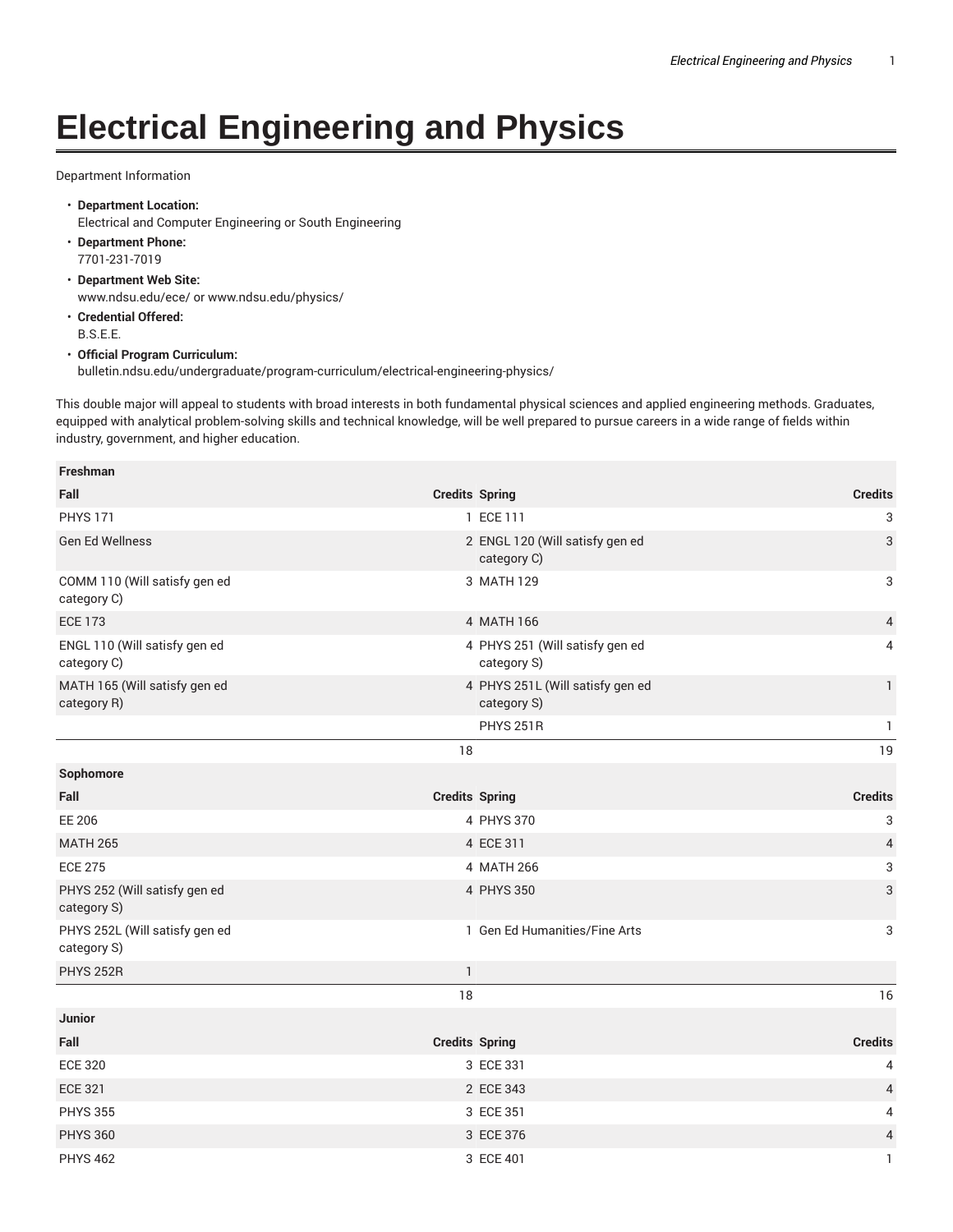# Electrical Engineering and Physics

Department Information

- **Department Location:**
  Electrical and Computer Engineering or South Engineering
- **Department Phone:**
  7701-231-7019
- **Department Web Site:**
  www.ndsu.edu/ece/ or www.ndsu.edu/physics/
- **Credential Offered:**
  B.S.E.E.
- **Official Program Curriculum:**
  bulletin.ndsu.edu/undergraduate/program-curriculum/electrical-engineering-physics/

This double major will appeal to students with broad interests in both fundamental physical sciences and applied engineering methods. Graduates, equipped with analytical problem-solving skills and technical knowledge, will be well prepared to pursue careers in a wide range of fields within industry, government, and higher education.

| Freshman | | | |
|---|---|---|---|
| **Fall** | **Credits** | **Spring** | **Credits** |
| PHYS 171 | 1 | ECE 111 | 3 |
| Gen Ed Wellness | 2 | ENGL 120 (Will satisfy gen ed category C) | 3 |
| COMM 110 (Will satisfy gen ed category C) | 3 | MATH 129 | 3 |
| ECE 173 | 4 | MATH 166 | 4 |
| ENGL 110 (Will satisfy gen ed category C) | 4 | PHYS 251 (Will satisfy gen ed category S) | 4 |
| MATH 165 (Will satisfy gen ed category R) | 4 | PHYS 251L (Will satisfy gen ed category S) | 1 |
| | | PHYS 251R | 1 |
| | 18 | | 19 |
| **Sophomore** | | | |
| **Fall** | **Credits** | **Spring** | **Credits** |
| EE 206 | 4 | PHYS 370 | 3 |
| MATH 265 | 4 | ECE 311 | 4 |
| ECE 275 | 4 | MATH 266 | 3 |
| PHYS 252 (Will satisfy gen ed category S) | 4 | PHYS 350 | 3 |
| PHYS 252L (Will satisfy gen ed category S) | 1 | Gen Ed Humanities/Fine Arts | 3 |
| PHYS 252R | 1 | | |
| | 18 | | 16 |
| **Junior** | | | |
| **Fall** | **Credits** | **Spring** | **Credits** |
| ECE 320 | 3 | ECE 331 | 4 |
| ECE 321 | 2 | ECE 343 | 4 |
| PHYS 355 | 3 | ECE 351 | 4 |
| PHYS 360 | 3 | ECE 376 | 4 |
| PHYS 462 | 3 | ECE 401 | 1 |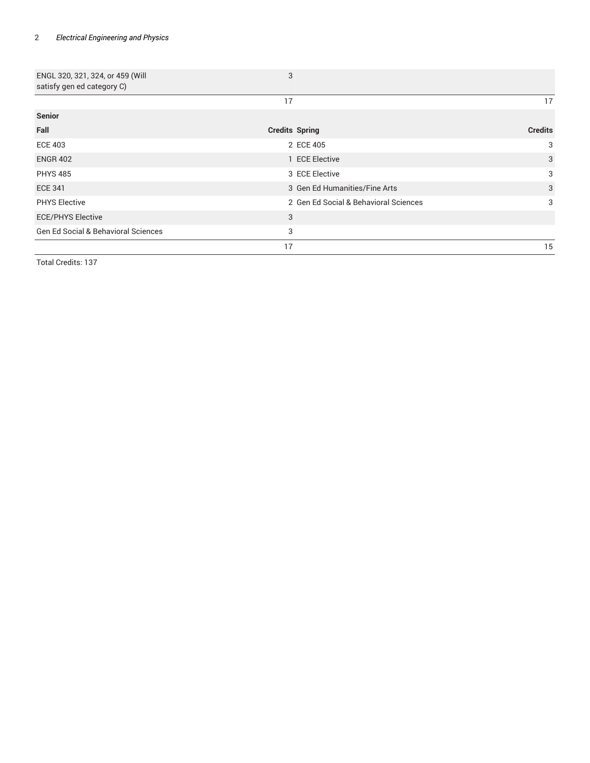| | | | |
|---|---|---|---|
| ENGL 320, 321, 324, or 459 (Will satisfy gen ed category C) | 3 | | |
| | 17 | | 17 |
| **Senior** | | | |
| **Fall** | **Credits** | **Spring** | **Credits** |
| ECE 403 | 2 | ECE 405 | 3 |
| ENGR 402 | 1 | ECE Elective | 3 |
| PHYS 485 | 3 | ECE Elective | 3 |
| ECE 341 | 3 | Gen Ed Humanities/Fine Arts | 3 |
| PHYS Elective | 2 | Gen Ed Social & Behavioral Sciences | 3 |
| ECE/PHYS Elective | 3 | | |
| Gen Ed Social & Behavioral Sciences | 3 | | |
| | 17 | | 15 |

Total Credits: 137